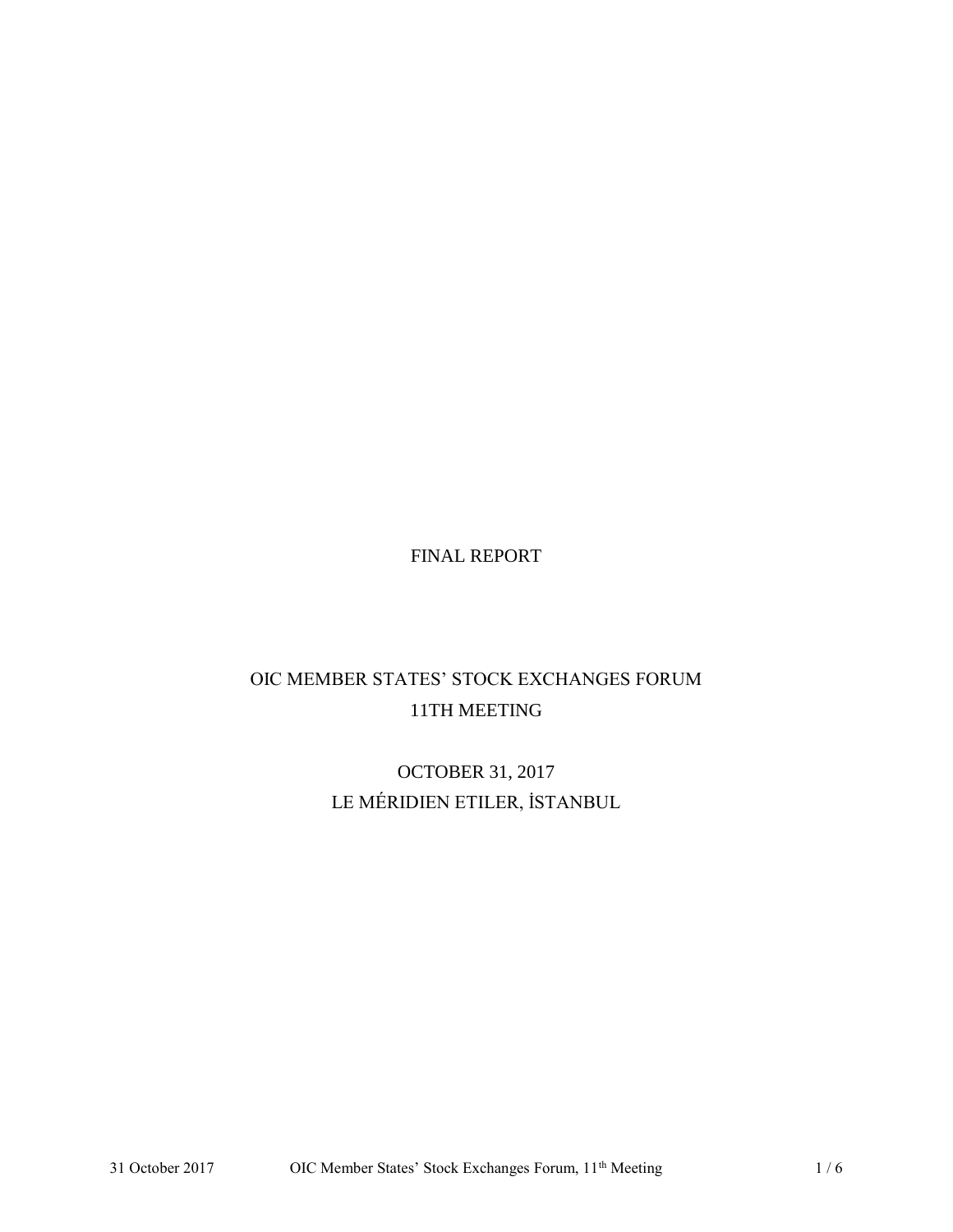# FINAL REPORT

## OIC MEMBER STATES' STOCK EXCHANGES FORUM
## 11TH MEETING

OCTOBER 31, 2017

LE MÉRIDIEN ETILER, İSTANBUL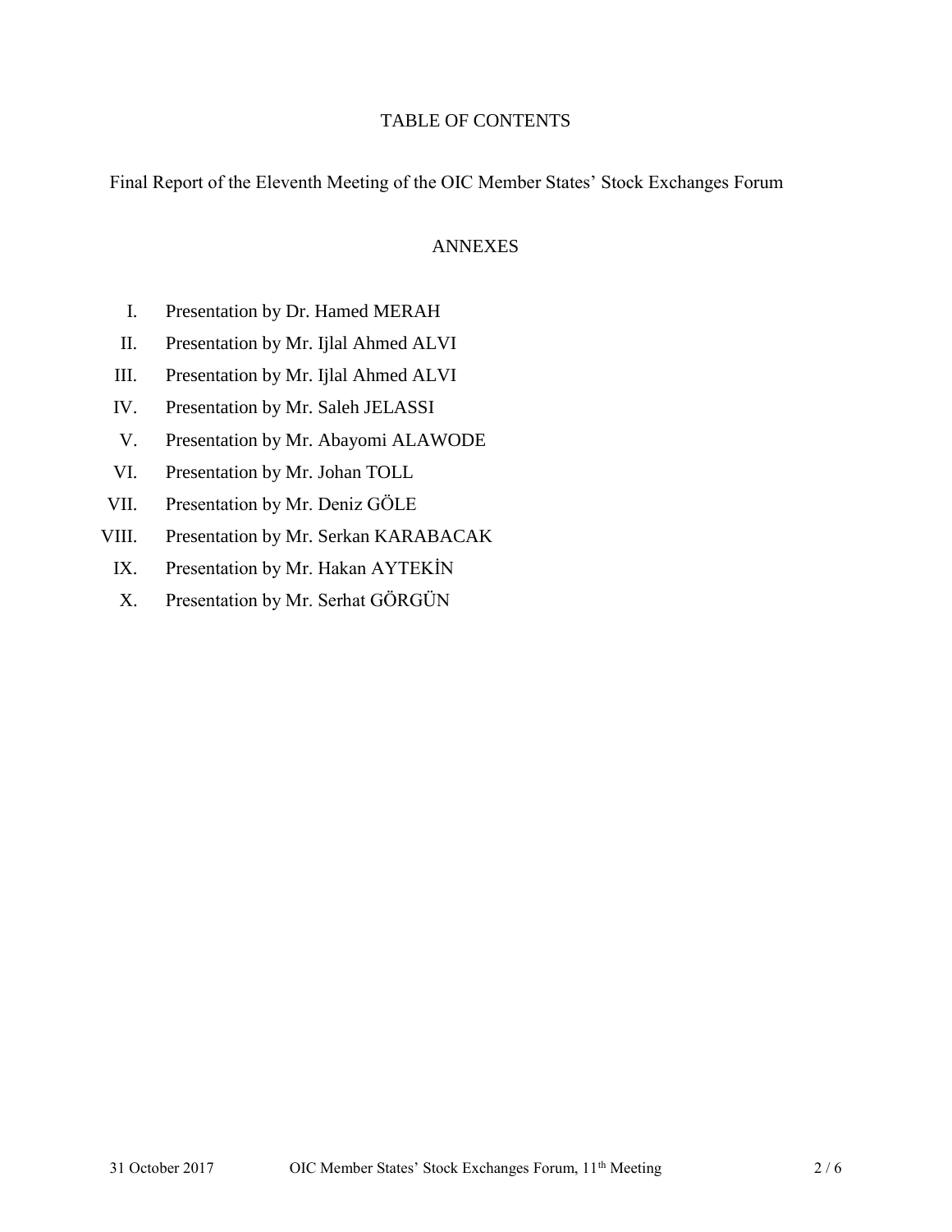# TABLE OF CONTENTS

Final Report of the Eleventh Meeting of the OIC Member States' Stock Exchanges Forum

## ANNEXES

I. Presentation by Dr. Hamed MERAH

II. Presentation by Mr. Ijlal Ahmed ALVI

III. Presentation by Mr. Ijlal Ahmed ALVI

IV. Presentation by Mr. Saleh JELASSI

V. Presentation by Mr. Abayomi ALAWODE

VI. Presentation by Mr. Johan TOLL

VII. Presentation by Mr. Deniz GÖLE

VIII. Presentation by Mr. Serkan KARABACAK

IX. Presentation by Mr. Hakan AYTEKİN

X. Presentation by Mr. Serhat GÖRGÜN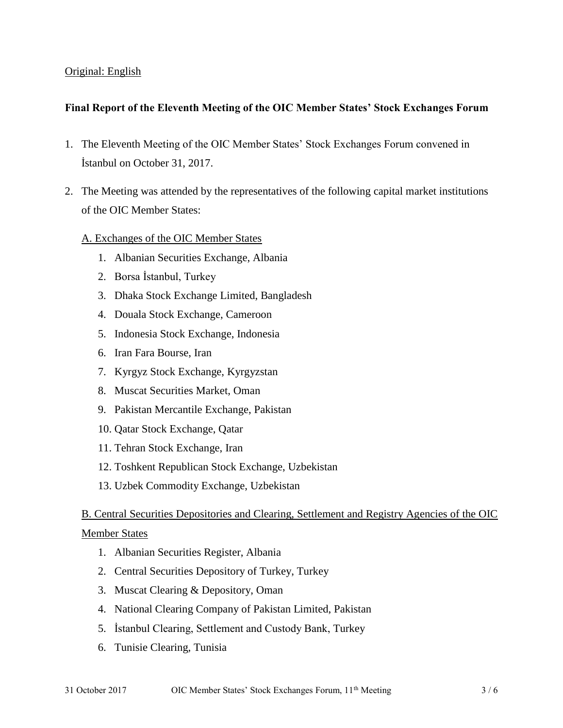Original: English

**Final Report of the Eleventh Meeting of the OIC Member States' Stock Exchanges Forum**

1. The Eleventh Meeting of the OIC Member States' Stock Exchanges Forum convened in İstanbul on October 31, 2017.

2. The Meeting was attended by the representatives of the following capital market institutions of the OIC Member States:

   A. Exchanges of the OIC Member States

   1. Albanian Securities Exchange, Albania
   2. Borsa İstanbul, Turkey
   3. Dhaka Stock Exchange Limited, Bangladesh
   4. Douala Stock Exchange, Cameroon
   5. Indonesia Stock Exchange, Indonesia
   6. Iran Fara Bourse, Iran
   7. Kyrgyz Stock Exchange, Kyrgyzstan
   8. Muscat Securities Market, Oman
   9. Pakistan Mercantile Exchange, Pakistan
   10. Qatar Stock Exchange, Qatar
   11. Tehran Stock Exchange, Iran
   12. Toshkent Republican Stock Exchange, Uzbekistan
   13. Uzbek Commodity Exchange, Uzbekistan

   B. Central Securities Depositories and Clearing, Settlement and Registry Agencies of the OIC Member States

   1. Albanian Securities Register, Albania
   2. Central Securities Depository of Turkey, Turkey
   3. Muscat Clearing & Depository, Oman
   4. National Clearing Company of Pakistan Limited, Pakistan
   5. İstanbul Clearing, Settlement and Custody Bank, Turkey
   6. Tunisie Clearing, Tunisia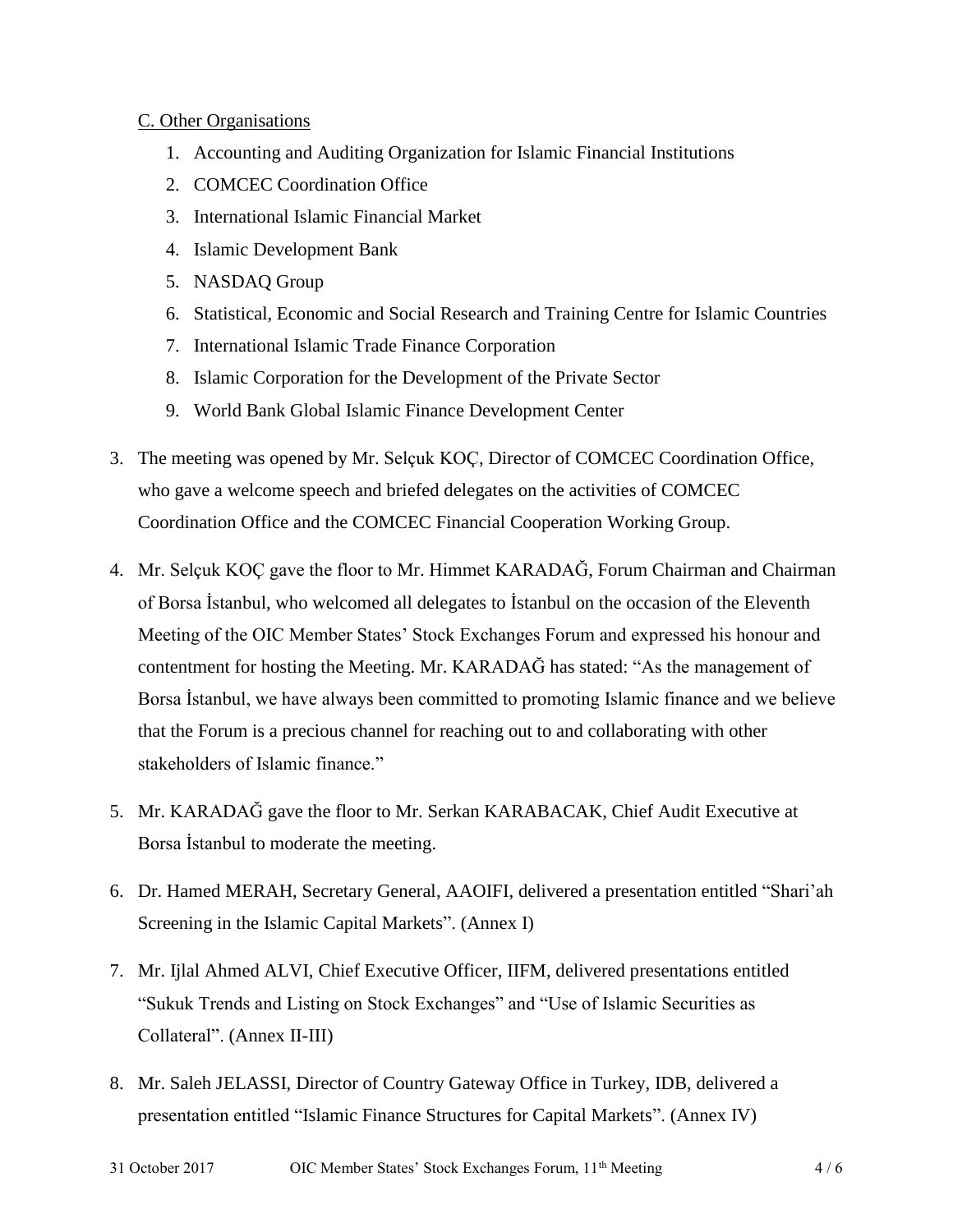C. Other Organisations

1. Accounting and Auditing Organization for Islamic Financial Institutions
2. COMCEC Coordination Office
3. International Islamic Financial Market
4. Islamic Development Bank
5. NASDAQ Group
6. Statistical, Economic and Social Research and Training Centre for Islamic Countries
7. International Islamic Trade Finance Corporation
8. Islamic Corporation for the Development of the Private Sector
9. World Bank Global Islamic Finance Development Center

3. The meeting was opened by Mr. Selçuk KOÇ, Director of COMCEC Coordination Office, who gave a welcome speech and briefed delegates on the activities of COMCEC Coordination Office and the COMCEC Financial Cooperation Working Group.

4. Mr. Selçuk KOÇ gave the floor to Mr. Himmet KARADAĞ, Forum Chairman and Chairman of Borsa İstanbul, who welcomed all delegates to İstanbul on the occasion of the Eleventh Meeting of the OIC Member States' Stock Exchanges Forum and expressed his honour and contentment for hosting the Meeting. Mr. KARADAĞ has stated: "As the management of Borsa İstanbul, we have always been committed to promoting Islamic finance and we believe that the Forum is a precious channel for reaching out to and collaborating with other stakeholders of Islamic finance."

5. Mr. KARADAĞ gave the floor to Mr. Serkan KARABACAK, Chief Audit Executive at Borsa İstanbul to moderate the meeting.

6. Dr. Hamed MERAH, Secretary General, AAOIFI, delivered a presentation entitled "Shari'ah Screening in the Islamic Capital Markets". (Annex I)

7. Mr. Ijlal Ahmed ALVI, Chief Executive Officer, IIFM, delivered presentations entitled "Sukuk Trends and Listing on Stock Exchanges" and "Use of Islamic Securities as Collateral". (Annex II-III)

8. Mr. Saleh JELASSI, Director of Country Gateway Office in Turkey, IDB, delivered a presentation entitled "Islamic Finance Structures for Capital Markets". (Annex IV)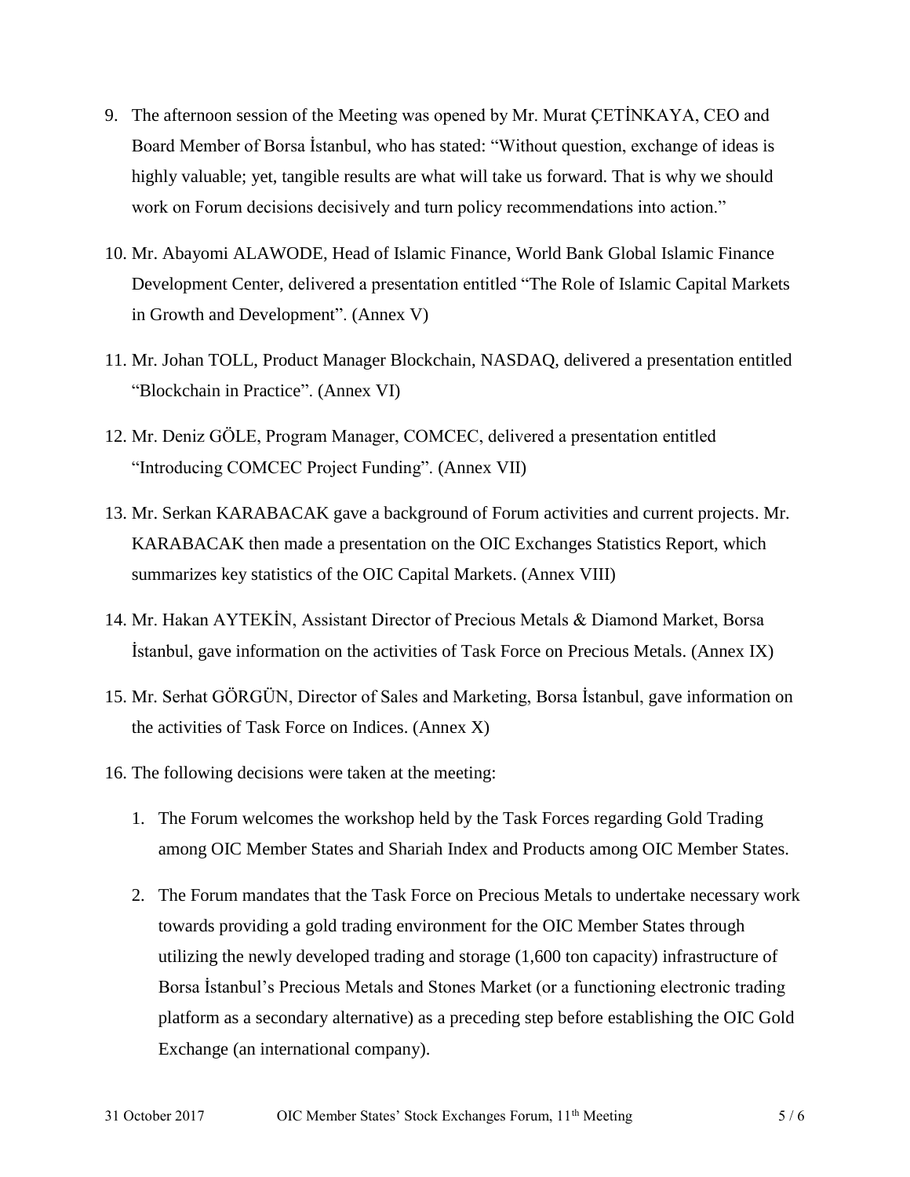9. The afternoon session of the Meeting was opened by Mr. Murat ÇETİNKAYA, CEO and Board Member of Borsa İstanbul, who has stated: "Without question, exchange of ideas is highly valuable; yet, tangible results are what will take us forward. That is why we should work on Forum decisions decisively and turn policy recommendations into action."

10. Mr. Abayomi ALAWODE, Head of Islamic Finance, World Bank Global Islamic Finance Development Center, delivered a presentation entitled "The Role of Islamic Capital Markets in Growth and Development". (Annex V)

11. Mr. Johan TOLL, Product Manager Blockchain, NASDAQ, delivered a presentation entitled "Blockchain in Practice". (Annex VI)

12. Mr. Deniz GÖLE, Program Manager, COMCEC, delivered a presentation entitled "Introducing COMCEC Project Funding". (Annex VII)

13. Mr. Serkan KARABACAK gave a background of Forum activities and current projects. Mr. KARABACAK then made a presentation on the OIC Exchanges Statistics Report, which summarizes key statistics of the OIC Capital Markets. (Annex VIII)

14. Mr. Hakan AYTEKİN, Assistant Director of Precious Metals & Diamond Market, Borsa İstanbul, gave information on the activities of Task Force on Precious Metals. (Annex IX)

15. Mr. Serhat GÖRGÜN, Director of Sales and Marketing, Borsa İstanbul, gave information on the activities of Task Force on Indices. (Annex X)

16. The following decisions were taken at the meeting:

    1. The Forum welcomes the workshop held by the Task Forces regarding Gold Trading among OIC Member States and Shariah Index and Products among OIC Member States.

    2. The Forum mandates that the Task Force on Precious Metals to undertake necessary work towards providing a gold trading environment for the OIC Member States through utilizing the newly developed trading and storage (1,600 ton capacity) infrastructure of Borsa İstanbul's Precious Metals and Stones Market (or a functioning electronic trading platform as a secondary alternative) as a preceding step before establishing the OIC Gold Exchange (an international company).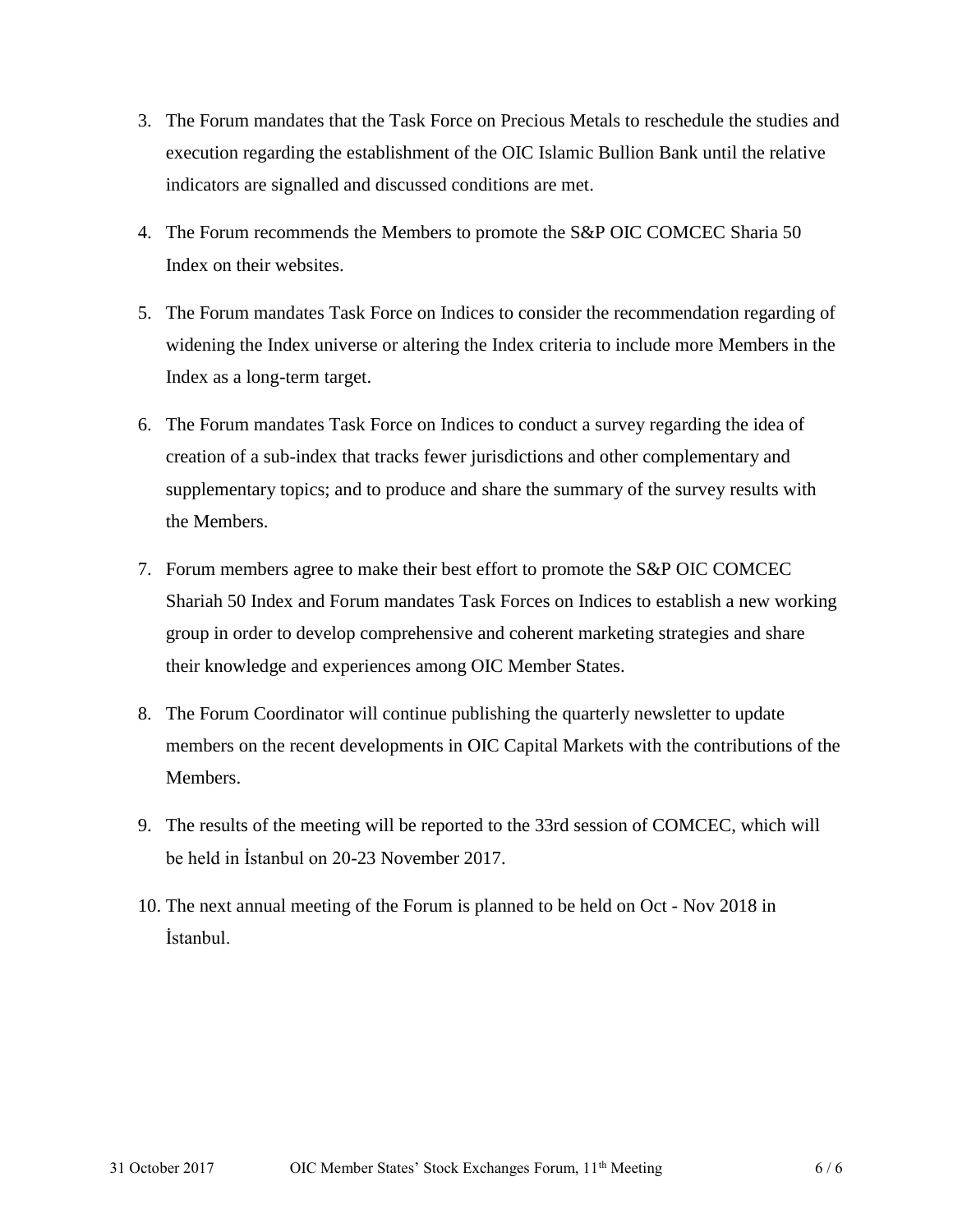3. The Forum mandates that the Task Force on Precious Metals to reschedule the studies and execution regarding the establishment of the OIC Islamic Bullion Bank until the relative indicators are signalled and discussed conditions are met.

4. The Forum recommends the Members to promote the S&P OIC COMCEC Sharia 50 Index on their websites.

5. The Forum mandates Task Force on Indices to consider the recommendation regarding of widening the Index universe or altering the Index criteria to include more Members in the Index as a long-term target.

6. The Forum mandates Task Force on Indices to conduct a survey regarding the idea of creation of a sub-index that tracks fewer jurisdictions and other complementary and supplementary topics; and to produce and share the summary of the survey results with the Members.

7. Forum members agree to make their best effort to promote the S&P OIC COMCEC Shariah 50 Index and Forum mandates Task Forces on Indices to establish a new working group in order to develop comprehensive and coherent marketing strategies and share their knowledge and experiences among OIC Member States.

8. The Forum Coordinator will continue publishing the quarterly newsletter to update members on the recent developments in OIC Capital Markets with the contributions of the Members.

9. The results of the meeting will be reported to the 33rd session of COMCEC, which will be held in İstanbul on 20-23 November 2017.

10. The next annual meeting of the Forum is planned to be held on Oct - Nov 2018 in İstanbul.